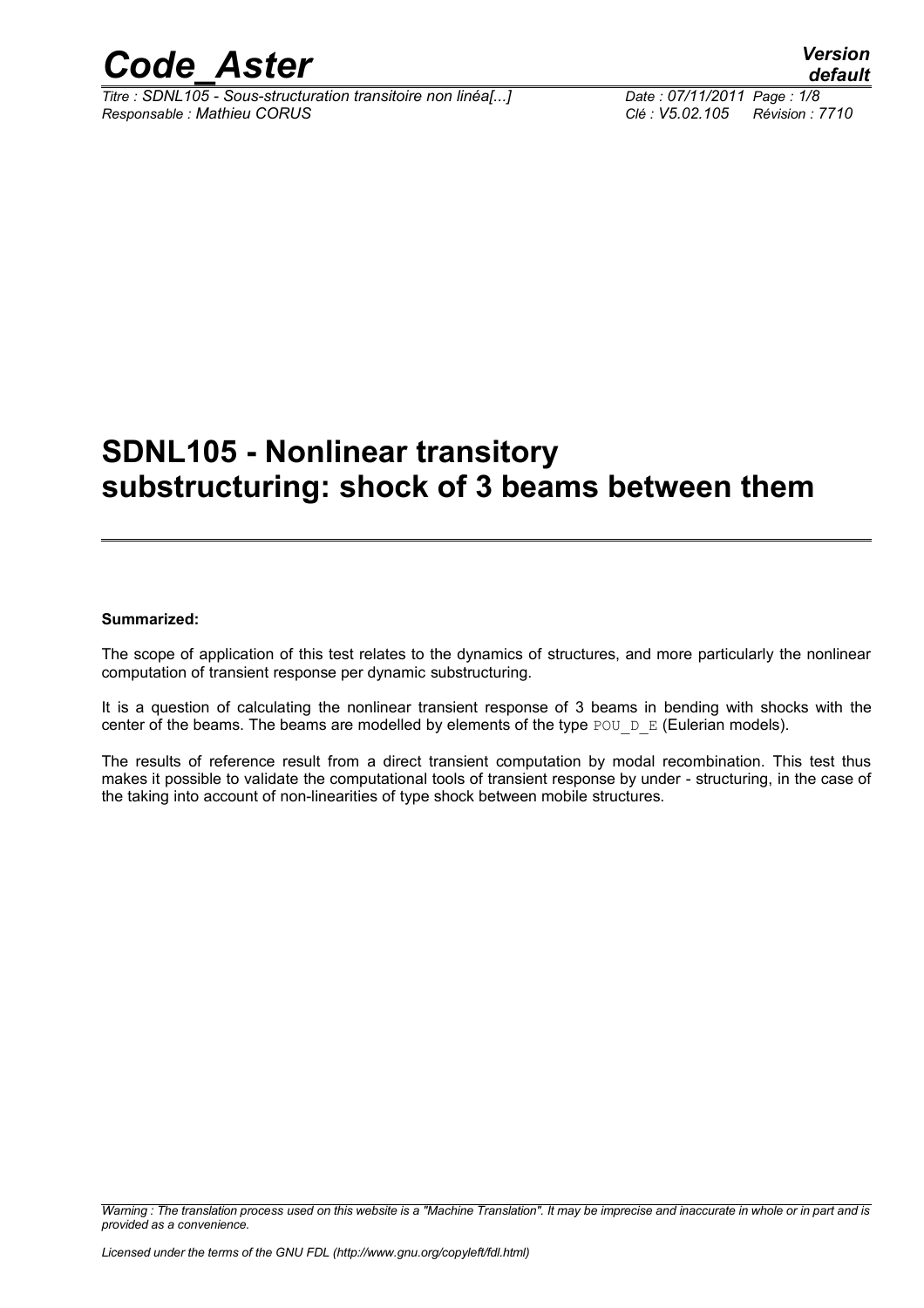# SDNL105 - Nonlinear transitory substructuring: shock of 3 beams between them

**Summarized:**

The scope of application of this test relates to the dynamics of structures, and more particularly the nonlinear computation of transient response per dynamic substructuring.

It is a question of calculating the nonlinear transient response of 3 beams in bending with shocks with the center of the beams. The beams are modelled by elements of the type POU_D_E (Eulerian models).

The results of reference result from a direct transient computation by modal recombination. This test thus makes it possible to validate the computational tools of transient response by under - structuring, in the case of the taking into account of non-linearities of type shock between mobile structures.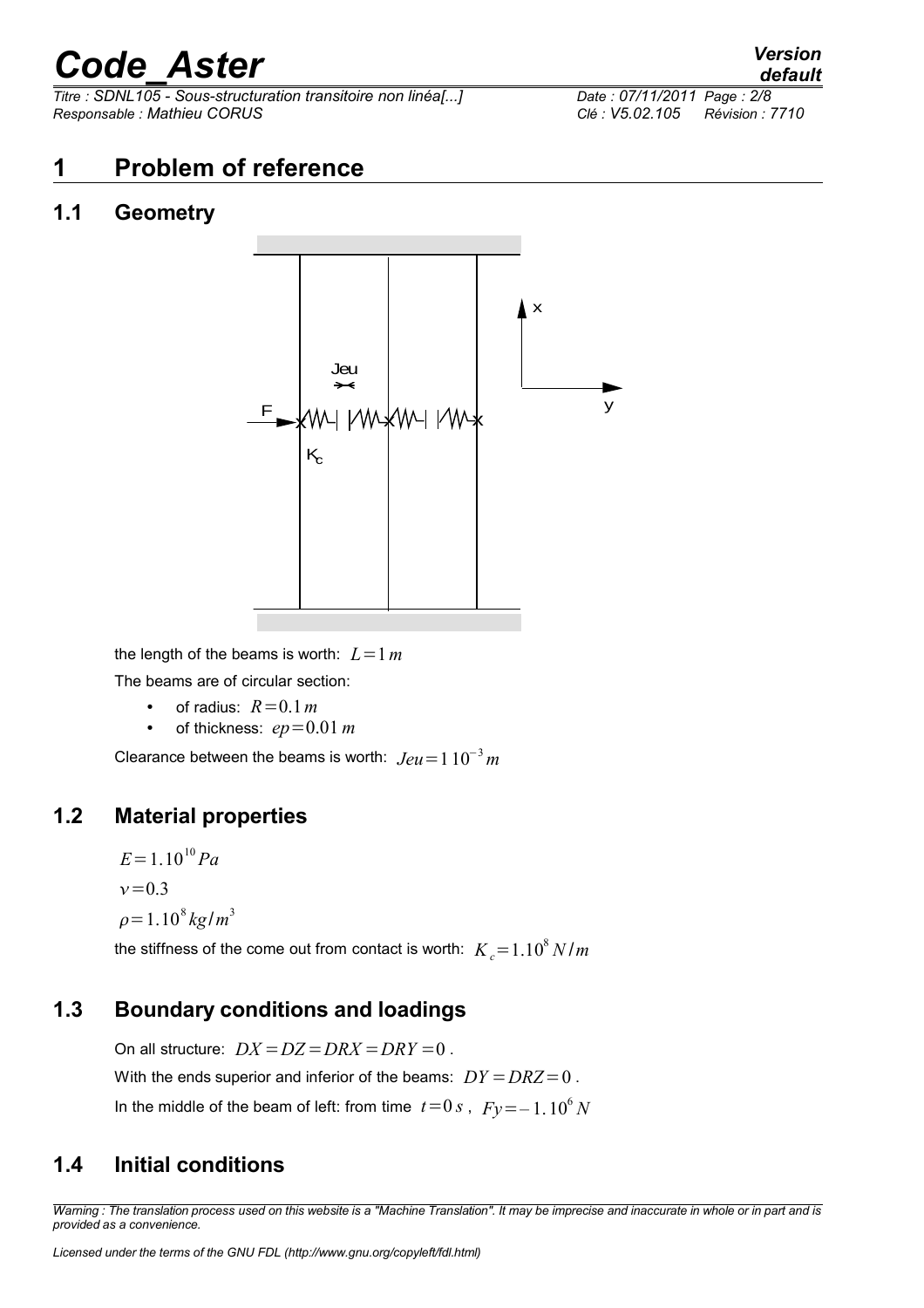# 1 Problem of reference

## 1.1 Geometry

the length of the beams is worth: $L=1\,m$

The beams are of circular section:

- of radius: $R=0.1\,m$
- of thickness: $ep=0.01\,m$

Clearance between the beams is worth: $Jeu=1\,10^{-3}\,m$

## 1.2 Material properties

$E=1.10^{10}\,Pa$

$\nu=0.3$

$\rho=1.10^{8}\,kg/m^{3}$

the stiffness of the come out from contact is worth: $K_{c}=1.10^{8}\,N/m$

## 1.3 Boundary conditions and loadings

On all structure: $DX=DZ=DRX=DRY=0$.

With the ends superior and inferior of the beams: $DY=DRZ=0$.

In the middle of the beam of left: from time $t=0\,s$, $Fy=-1.10^{6}\,N$

## 1.4 Initial conditions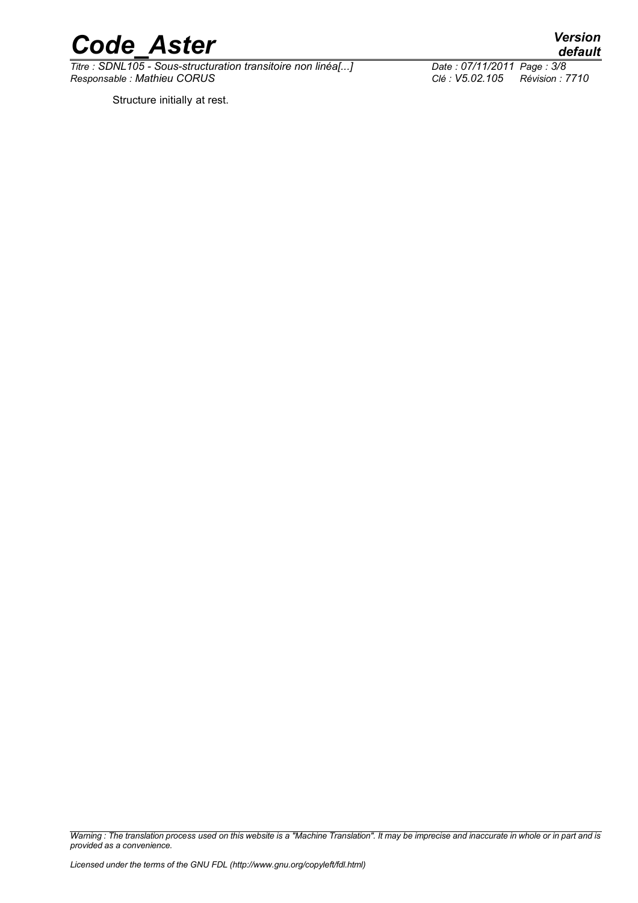Structure initially at rest.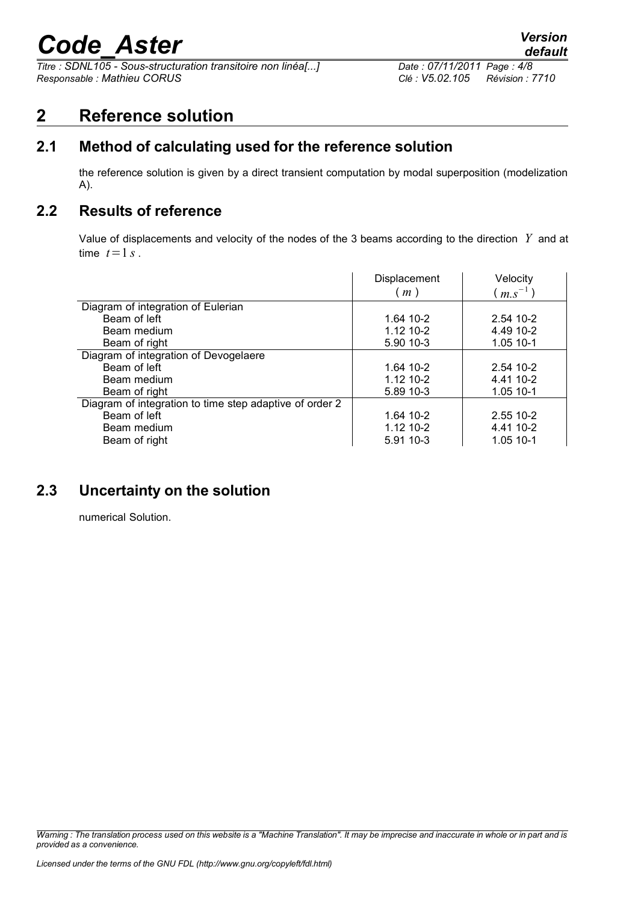# 2 Reference solution

## 2.1 Method of calculating used for the reference solution

the reference solution is given by a direct transient computation by modal superposition (modelization A).

## 2.2 Results of reference

Value of displacements and velocity of the nodes of the 3 beams according to the direction $Y$ and at time $t=1\,s$.

| | Displacement ($m$) | Velocity ($m.s^{-1}$) |
|---|---|---|
| Diagram of integration of Eulerian | | |
| Beam of left | 1.64 10-2 | 2.54 10-2 |
| Beam medium | 1.12 10-2 | 4.49 10-2 |
| Beam of right | 5.90 10-3 | 1.05 10-1 |
| Diagram of integration of Devogelaere | | |
| Beam of left | 1.64 10-2 | 2.54 10-2 |
| Beam medium | 1.12 10-2 | 4.41 10-2 |
| Beam of right | 5.89 10-3 | 1.05 10-1 |
| Diagram of integration to time step adaptive of order 2 | | |
| Beam of left | 1.64 10-2 | 2.55 10-2 |
| Beam medium | 1.12 10-2 | 4.41 10-2 |
| Beam of right | 5.91 10-3 | 1.05 10-1 |

## 2.3 Uncertainty on the solution

numerical Solution.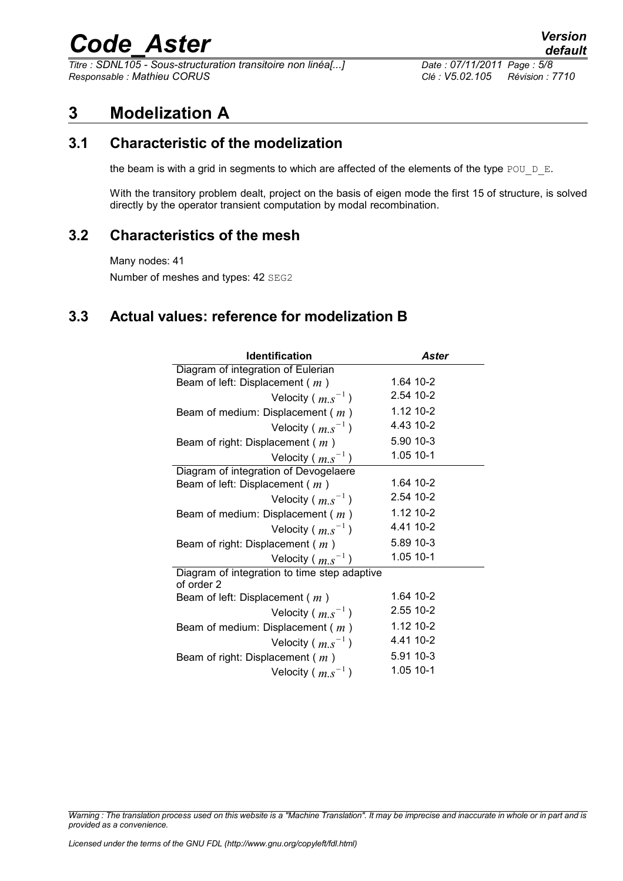# 3 Modelization A

## 3.1 Characteristic of the modelization

the beam is with a grid in segments to which are affected of the elements of the type POU_D_E.

With the transitory problem dealt, project on the basis of eigen mode the first 15 of structure, is solved directly by the operator transient computation by modal recombination.

## 3.2 Characteristics of the mesh

Many nodes: 41

Number of meshes and types: 42 SEG2

## 3.3 Actual values: reference for modelization B

| Identification | *Aster* |
|---|---|
| Diagram of integration of Eulerian | |
| Beam of left: Displacement ( $m$ ) | 1.64 10-2 |
| Velocity ( $m.s^{-1}$ ) | 2.54 10-2 |
| Beam of medium: Displacement ( $m$ ) | 1.12 10-2 |
| Velocity ( $m.s^{-1}$ ) | 4.43 10-2 |
| Beam of right: Displacement ( $m$ ) | 5.90 10-3 |
| Velocity ( $m.s^{-1}$ ) | 1.05 10-1 |
| Diagram of integration of Devogelaere | |
| Beam of left: Displacement ( $m$ ) | 1.64 10-2 |
| Velocity ( $m.s^{-1}$ ) | 2.54 10-2 |
| Beam of medium: Displacement ( $m$ ) | 1.12 10-2 |
| Velocity ( $m.s^{-1}$ ) | 4.41 10-2 |
| Beam of right: Displacement ( $m$ ) | 5.89 10-3 |
| Velocity ( $m.s^{-1}$ ) | 1.05 10-1 |
| Diagram of integration to time step adaptive of order 2 | |
| Beam of left: Displacement ( $m$ ) | 1.64 10-2 |
| Velocity ( $m.s^{-1}$ ) | 2.55 10-2 |
| Beam of medium: Displacement ( $m$ ) | 1.12 10-2 |
| Velocity ( $m.s^{-1}$ ) | 4.41 10-2 |
| Beam of right: Displacement ( $m$ ) | 5.91 10-3 |
| Velocity ( $m.s^{-1}$ ) | 1.05 10-1 |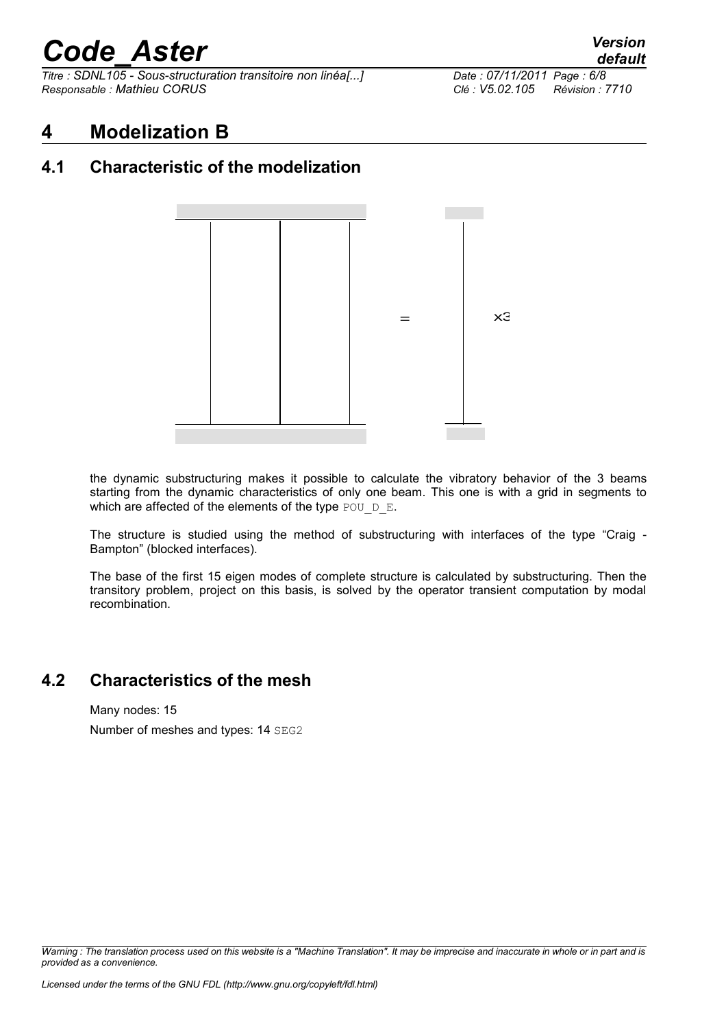# 4 Modelization B

## 4.1 Characteristic of the modelization

the dynamic substructuring makes it possible to calculate the vibratory behavior of the 3 beams starting from the dynamic characteristics of only one beam. This one is with a grid in segments to which are affected of the elements of the type POU_D_E.

The structure is studied using the method of substructuring with interfaces of the type "Craig - Bampton" (blocked interfaces).

The base of the first 15 eigen modes of complete structure is calculated by substructuring. Then the transitory problem, project on this basis, is solved by the operator transient computation by modal recombination.

## 4.2 Characteristics of the mesh

Many nodes: 15

Number of meshes and types: 14 SEG2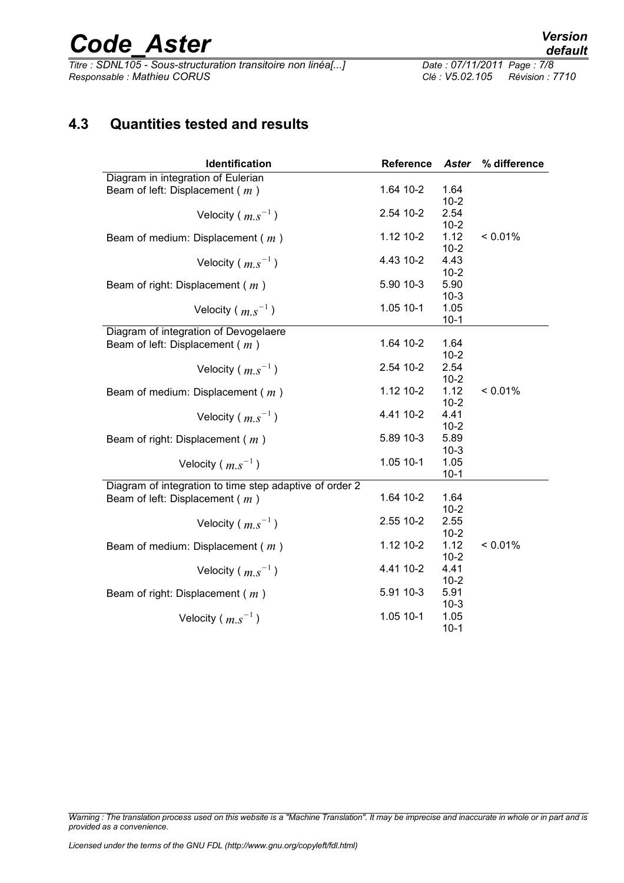## 4.3 Quantities tested and results

| Identification | Reference | *Aster* | % difference |
|---|---|---|---|
| Diagram in integration of Eulerian | | | |
| Beam of left: Displacement ( $m$ ) | 1.64 10-2 | 1.64 10-2 | |
| Velocity ( $m.s^{-1}$ ) | 2.54 10-2 | 2.54 10-2 | |
| Beam of medium: Displacement ( $m$ ) | 1.12 10-2 | 1.12 10-2 | < 0.01% |
| Velocity ( $m.s^{-1}$ ) | 4.43 10-2 | 4.43 10-2 | |
| Beam of right: Displacement ( $m$ ) | 5.90 10-3 | 5.90 10-3 | |
| Velocity ( $m.s^{-1}$ ) | 1.05 10-1 | 1.05 10-1 | |
| Diagram of integration of Devogelaere | | | |
| Beam of left: Displacement ( $m$ ) | 1.64 10-2 | 1.64 10-2 | |
| Velocity ( $m.s^{-1}$ ) | 2.54 10-2 | 2.54 10-2 | |
| Beam of medium: Displacement ( $m$ ) | 1.12 10-2 | 1.12 10-2 | < 0.01% |
| Velocity ( $m.s^{-1}$ ) | 4.41 10-2 | 4.41 10-2 | |
| Beam of right: Displacement ( $m$ ) | 5.89 10-3 | 5.89 10-3 | |
| Velocity ( $m.s^{-1}$ ) | 1.05 10-1 | 1.05 10-1 | |
| Diagram of integration to time step adaptive of order 2 | | | |
| Beam of left: Displacement ( $m$ ) | 1.64 10-2 | 1.64 10-2 | |
| Velocity ( $m.s^{-1}$ ) | 2.55 10-2 | 2.55 10-2 | |
| Beam of medium: Displacement ( $m$ ) | 1.12 10-2 | 1.12 10-2 | < 0.01% |
| Velocity ( $m.s^{-1}$ ) | 4.41 10-2 | 4.41 10-2 | |
| Beam of right: Displacement ( $m$ ) | 5.91 10-3 | 5.91 10-3 | |
| Velocity ( $m.s^{-1}$ ) | 1.05 10-1 | 1.05 10-1 | |

*Warning : The translation process used on this website is a "Machine Translation". It may be imprecise and inaccurate in whole or in part and is provided as a convenience.*

*Licensed under the terms of the GNU FDL (http://www.gnu.org/copyleft/fdl.html)*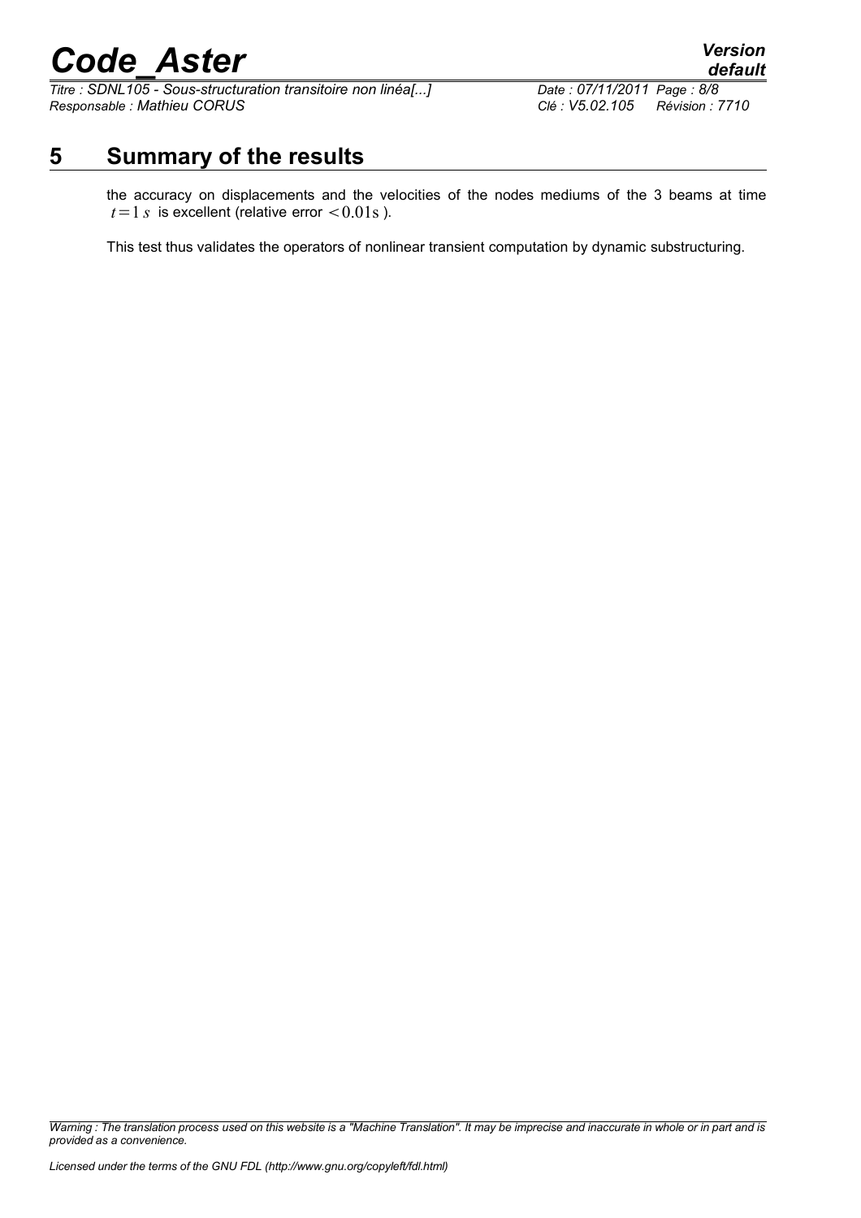# 5 Summary of the results

the accuracy on displacements and the velocities of the nodes mediums of the 3 beams at time $t=1\,s$ is excellent (relative error $<0.01\mathrm{s}$ ).

This test thus validates the operators of nonlinear transient computation by dynamic substructuring.